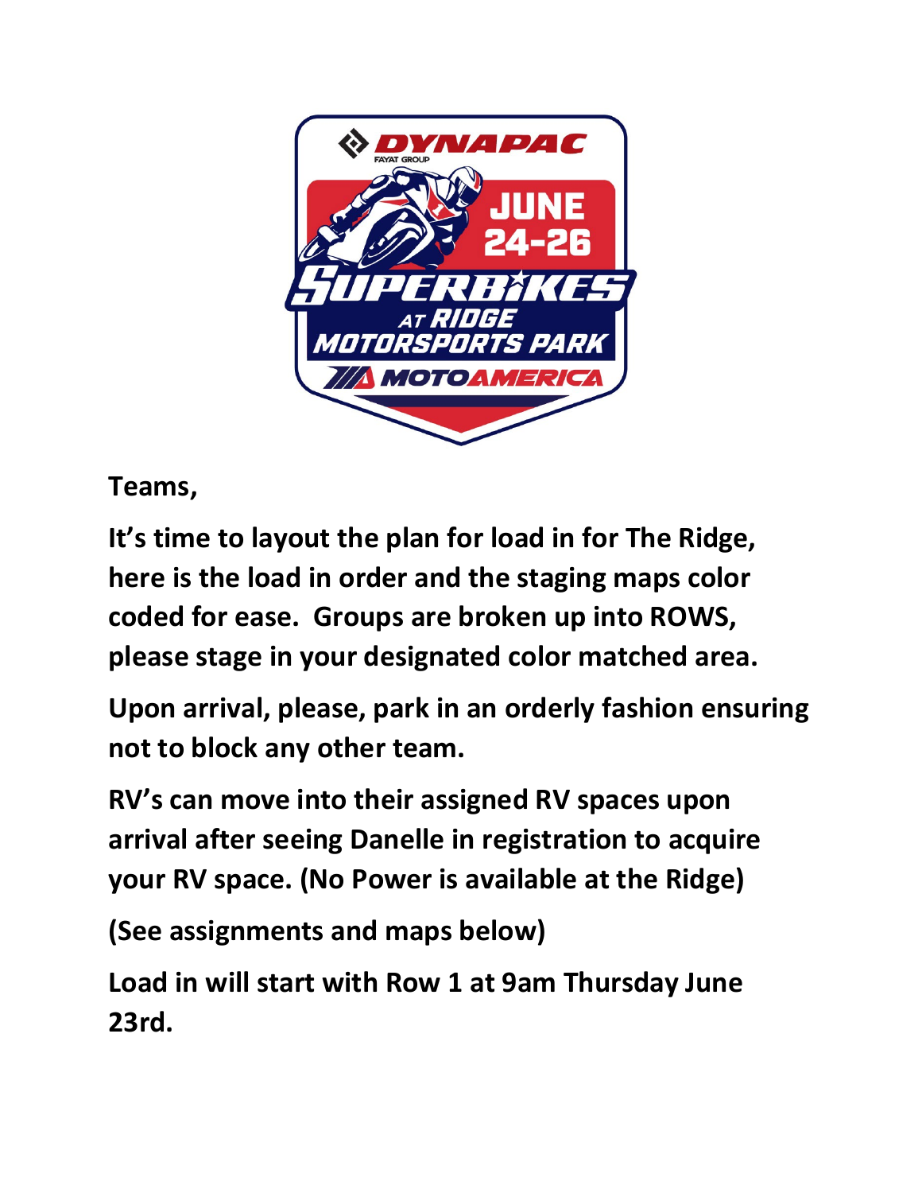**Teams,**

**It's time to layout the plan for load in for The Ridge, here is the load in order and the staging maps color coded for ease. Groups are broken up into ROWS, please stage in your designated color matched area.**

**Upon arrival, please, park in an orderly fashion ensuring not to block any other team.**

**RV's can move into their assigned RV spaces upon arrival after seeing Danelle in registration to acquire your RV space. (No Power is available at the Ridge)**

**(See assignments and maps below)**

**Load in will start with Row 1 at 9am Thursday June 23rd.**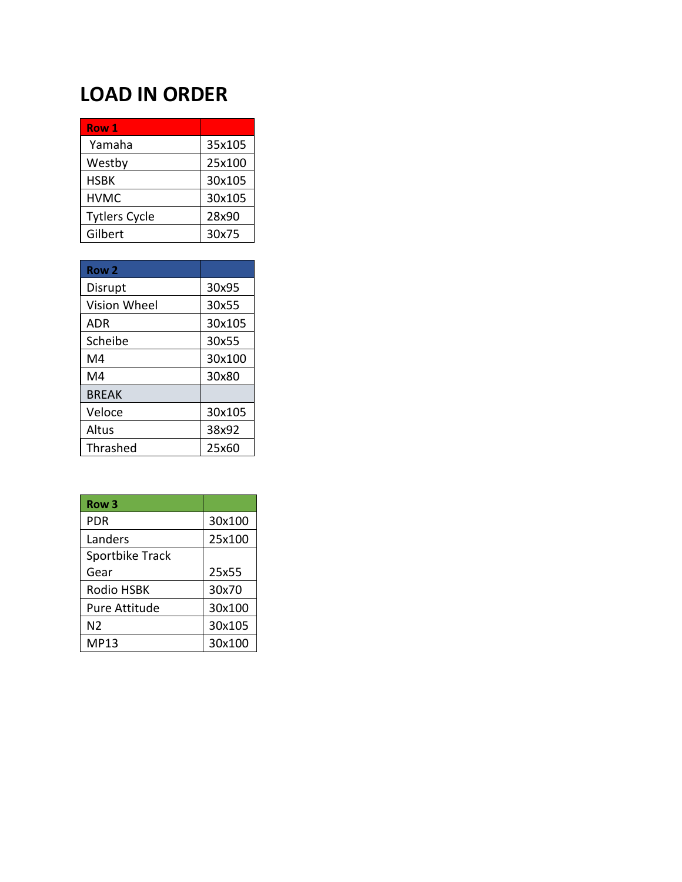# LOAD IN ORDER

| Row 1 | |
|---|---|
| Yamaha | 35x105 |
| Westby | 25x100 |
| HSBK | 30x105 |
| HVMC | 30x105 |
| Tytlers Cycle | 28x90 |
| Gilbert | 30x75 |

| Row 2 | |
|---|---|
| Disrupt | 30x95 |
| Vision Wheel | 30x55 |
| ADR | 30x105 |
| Scheibe | 30x55 |
| M4 | 30x100 |
| M4 | 30x80 |
| BREAK | |
| Veloce | 30x105 |
| Altus | 38x92 |
| Thrashed | 25x60 |

| Row 3 | |
|---|---|
| PDR | 30x100 |
| Landers | 25x100 |
| Sportbike Track Gear | 25x55 |
| Rodio HSBK | 30x70 |
| Pure Attitude | 30x100 |
| N2 | 30x105 |
| MP13 | 30x100 |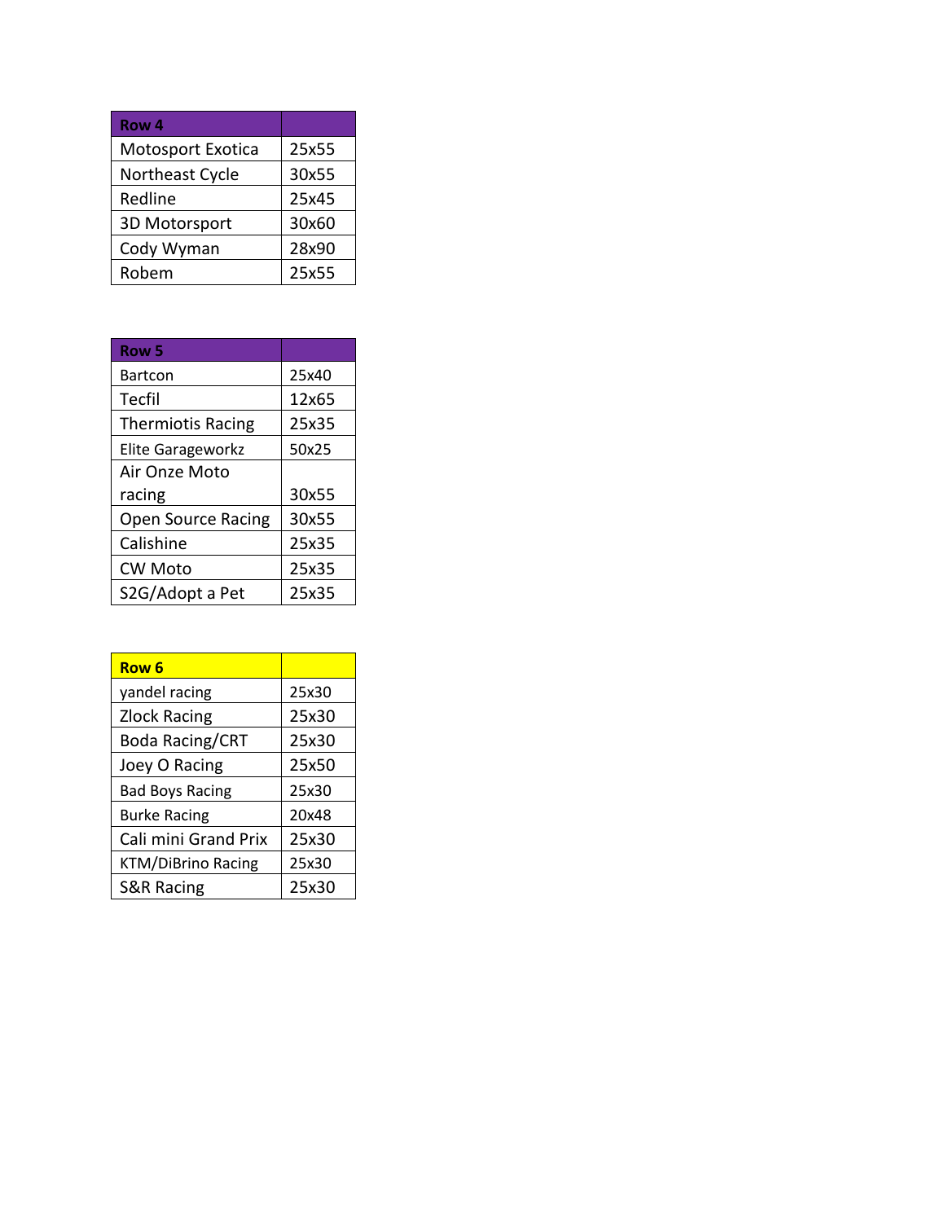| Row 4 | |
|---|---|
| Motosport Exotica | 25x55 |
| Northeast Cycle | 30x55 |
| Redline | 25x45 |
| 3D Motorsport | 30x60 |
| Cody Wyman | 28x90 |
| Robem | 25x55 |

| Row 5 | |
|---|---|
| Bartcon | 25x40 |
| Tecfil | 12x65 |
| Thermiotis Racing | 25x35 |
| Elite Garageworkz | 50x25 |
| Air Onze Moto racing | 30x55 |
| Open Source Racing | 30x55 |
| Calishine | 25x35 |
| CW Moto | 25x35 |
| S2G/Adopt a Pet | 25x35 |

| Row 6 | |
|---|---|
| yandel racing | 25x30 |
| Zlock Racing | 25x30 |
| Boda Racing/CRT | 25x30 |
| Joey O Racing | 25x50 |
| Bad Boys Racing | 25x30 |
| Burke Racing | 20x48 |
| Cali mini Grand Prix | 25x30 |
| KTM/DiBrino Racing | 25x30 |
| S&R Racing | 25x30 |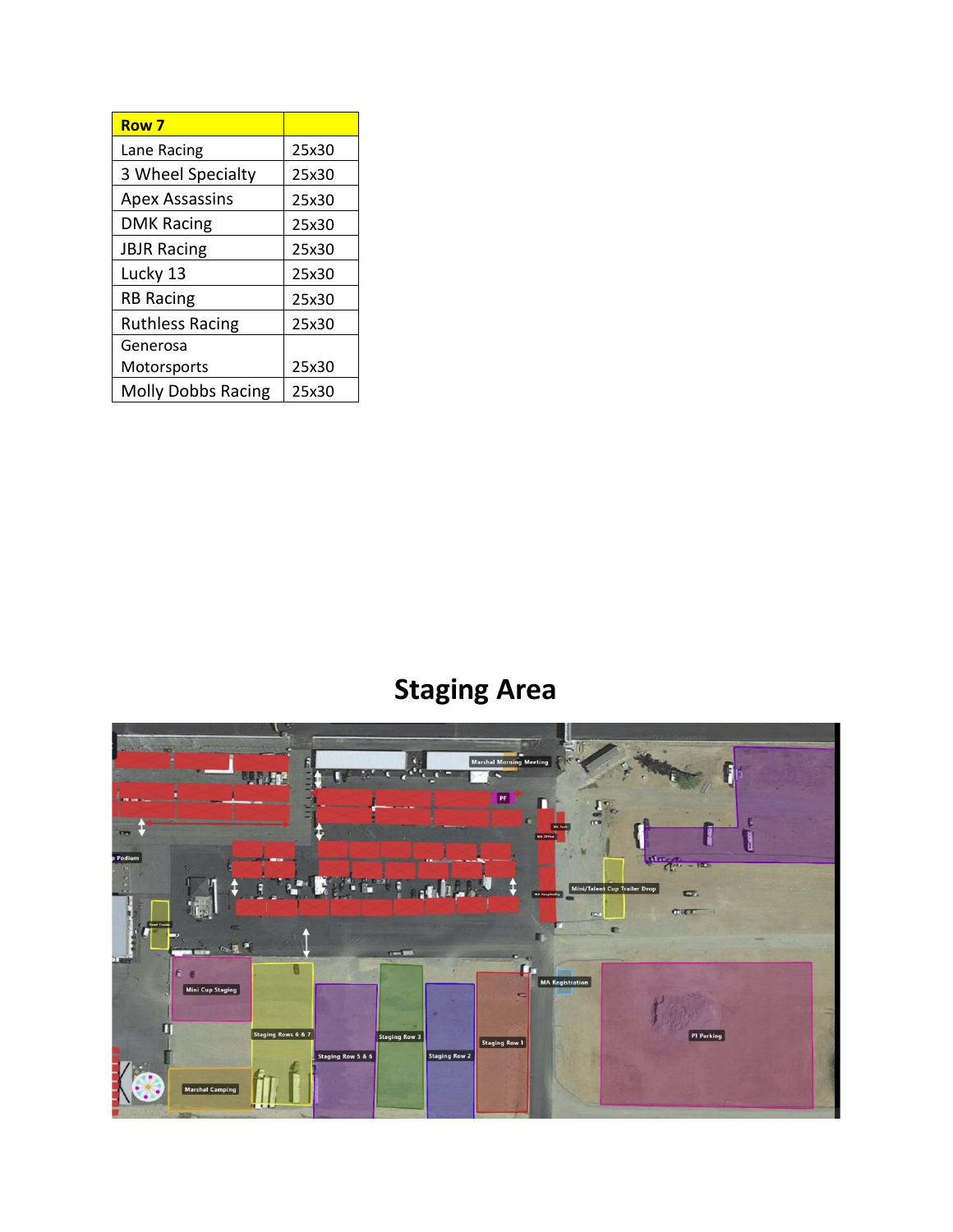| Row 7 | |
| --- | --- |
| Lane Racing | 25x30 |
| 3 Wheel Specialty | 25x30 |
| Apex Assassins | 25x30 |
| DMK Racing | 25x30 |
| JBJR Racing | 25x30 |
| Lucky 13 | 25x30 |
| RB Racing | 25x30 |
| Ruthless Racing | 25x30 |
| Generosa Motorsports | 25x30 |
| Molly Dobbs Racing | 25x30 |

# Staging Area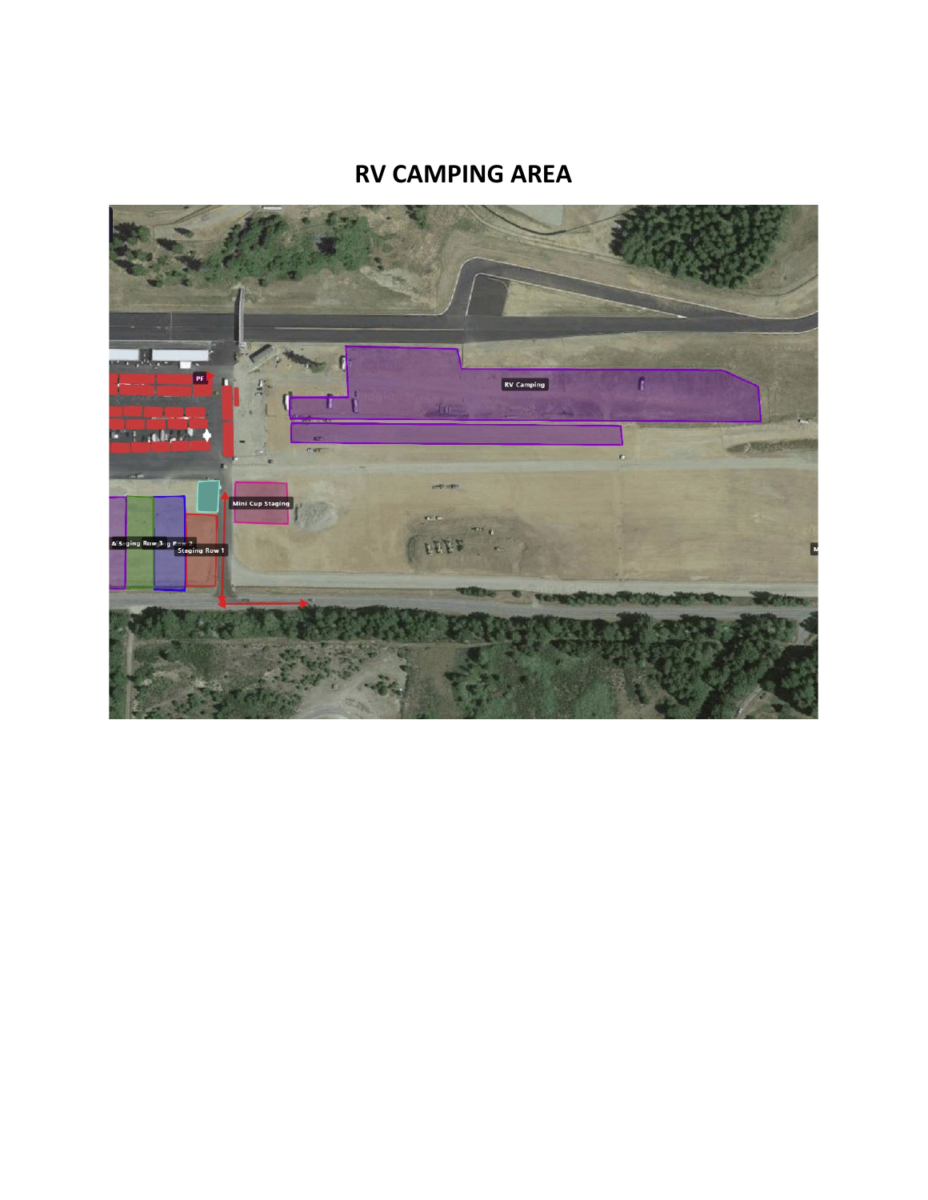# RV CAMPING AREA

RV Camping

PF

Mini Cup Staging

&Staging Row 3

g Row 2

Staging Row 1